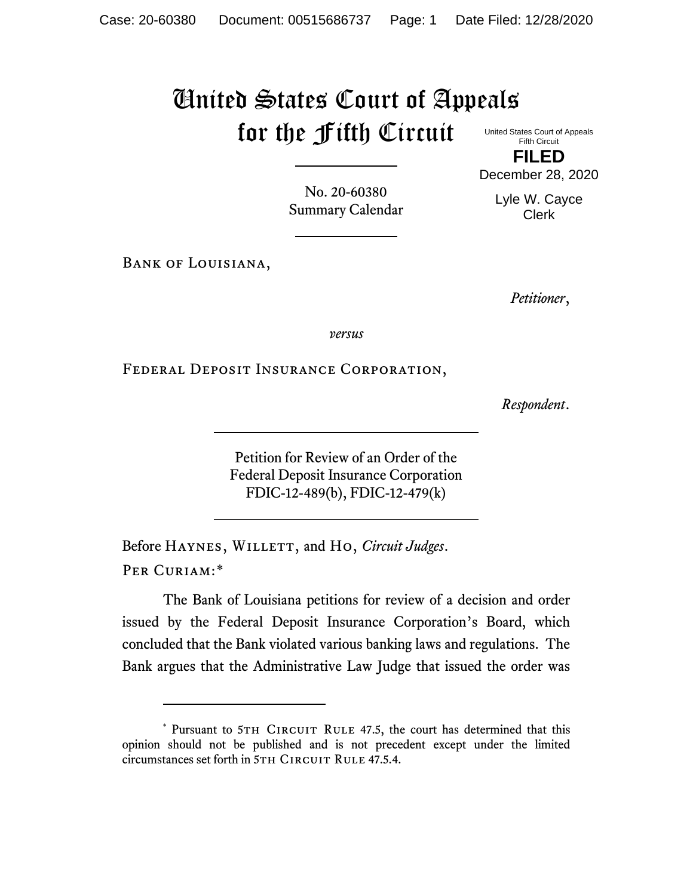# United States Court of Appeals for the Fifth Circuit

United States Court of Appeals
Fifth Circuit

**FILED**

December 28, 2020

Lyle W. Cayce
Clerk

No. 20-60380
Summary Calendar

---

Bank of Louisiana,

*Petitioner*,

*versus*

Federal Deposit Insurance Corporation,

*Respondent*.

---

Petition for Review of an Order of the
Federal Deposit Insurance Corporation
FDIC-12-489(b), FDIC-12-479(k)

---

Before Haynes, Willett, and Ho, *Circuit Judges*.

Per Curiam:*

The Bank of Louisiana petitions for review of a decision and order issued by the Federal Deposit Insurance Corporation's Board, which concluded that the Bank violated various banking laws and regulations. The Bank argues that the Administrative Law Judge that issued the order was

---

\* Pursuant to 5th Circuit Rule 47.5, the court has determined that this opinion should not be published and is not precedent except under the limited circumstances set forth in 5th Circuit Rule 47.5.4.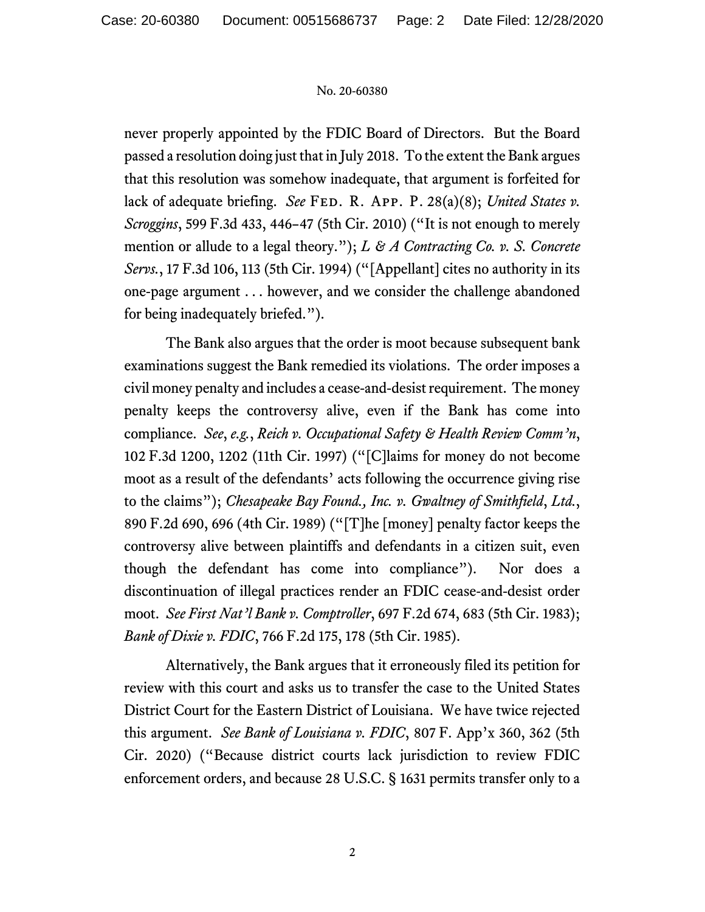never properly appointed by the FDIC Board of Directors. But the Board passed a resolution doing just that in July 2018. To the extent the Bank argues that this resolution was somehow inadequate, that argument is forfeited for lack of adequate briefing. *See* FED. R. APP. P. 28(a)(8); *United States v. Scroggins*, 599 F.3d 433, 446–47 (5th Cir. 2010) ("It is not enough to merely mention or allude to a legal theory."); *L & A Contracting Co. v. S. Concrete Servs.*, 17 F.3d 106, 113 (5th Cir. 1994) ("[Appellant] cites no authority in its one-page argument . . . however, and we consider the challenge abandoned for being inadequately briefed.").

The Bank also argues that the order is moot because subsequent bank examinations suggest the Bank remedied its violations. The order imposes a civil money penalty and includes a cease-and-desist requirement. The money penalty keeps the controversy alive, even if the Bank has come into compliance. *See*, *e.g.*, *Reich v. Occupational Safety & Health Review Comm'n*, 102 F.3d 1200, 1202 (11th Cir. 1997) ("[C]laims for money do not become moot as a result of the defendants' acts following the occurrence giving rise to the claims"); *Chesapeake Bay Found., Inc. v. Gwaltney of Smithfield, Ltd.*, 890 F.2d 690, 696 (4th Cir. 1989) ("[T]he [money] penalty factor keeps the controversy alive between plaintiffs and defendants in a citizen suit, even though the defendant has come into compliance"). Nor does a discontinuation of illegal practices render an FDIC cease-and-desist order moot. *See First Nat'l Bank v. Comptroller*, 697 F.2d 674, 683 (5th Cir. 1983); *Bank of Dixie v. FDIC*, 766 F.2d 175, 178 (5th Cir. 1985).

Alternatively, the Bank argues that it erroneously filed its petition for review with this court and asks us to transfer the case to the United States District Court for the Eastern District of Louisiana. We have twice rejected this argument. *See Bank of Louisiana v. FDIC*, 807 F. App'x 360, 362 (5th Cir. 2020) ("Because district courts lack jurisdiction to review FDIC enforcement orders, and because 28 U.S.C. § 1631 permits transfer only to a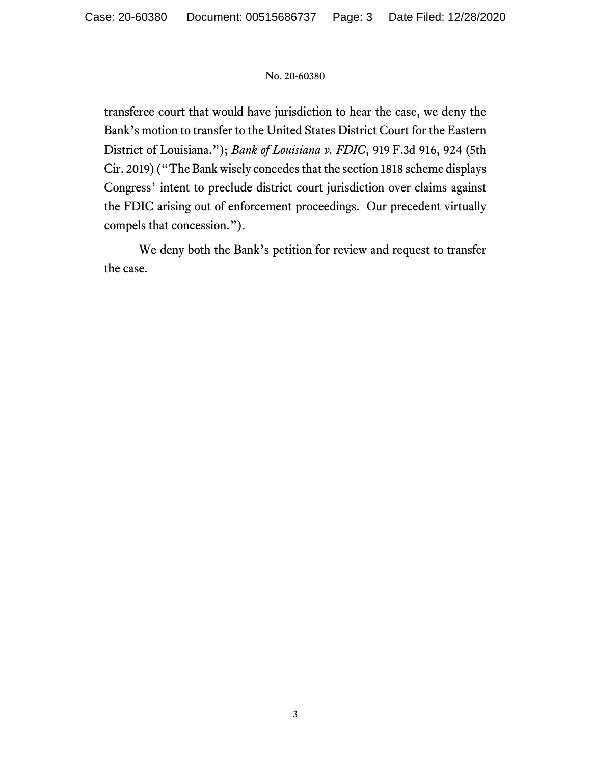transferee court that would have jurisdiction to hear the case, we deny the Bank's motion to transfer to the United States District Court for the Eastern District of Louisiana."); *Bank of Louisiana v. FDIC*, 919 F.3d 916, 924 (5th Cir. 2019) ("The Bank wisely concedes that the section 1818 scheme displays Congress' intent to preclude district court jurisdiction over claims against the FDIC arising out of enforcement proceedings. Our precedent virtually compels that concession.").

We deny both the Bank's petition for review and request to transfer the case.